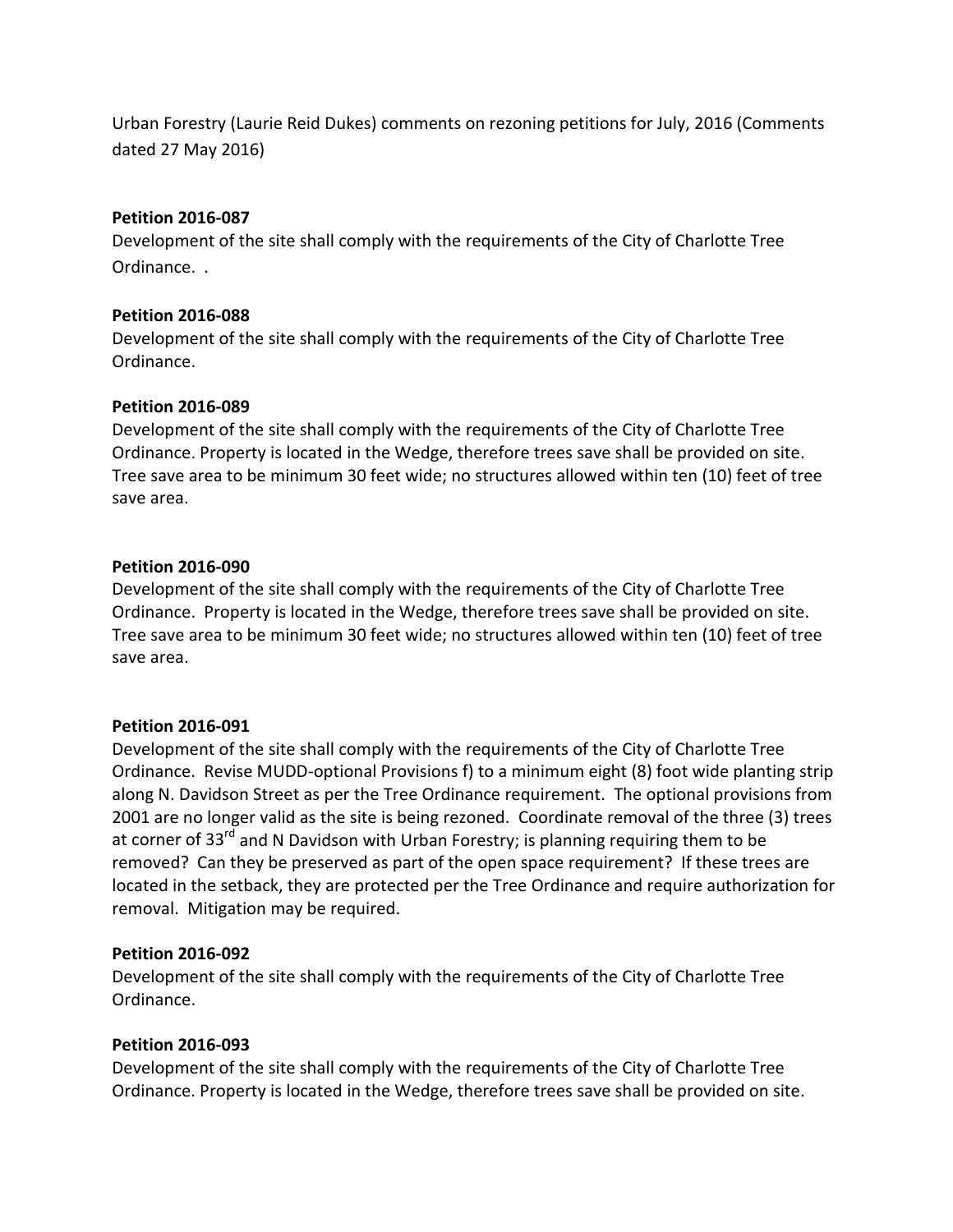Urban Forestry (Laurie Reid Dukes) comments on rezoning petitions for July, 2016 (Comments dated 27 May 2016)

**Petition 2016-087**

Development of the site shall comply with the requirements of the City of Charlotte Tree Ordinance. .

**Petition 2016-088**

Development of the site shall comply with the requirements of the City of Charlotte Tree Ordinance.

**Petition 2016-089**

Development of the site shall comply with the requirements of the City of Charlotte Tree Ordinance. Property is located in the Wedge, therefore trees save shall be provided on site. Tree save area to be minimum 30 feet wide; no structures allowed within ten (10) feet of tree save area.

**Petition 2016-090**

Development of the site shall comply with the requirements of the City of Charlotte Tree Ordinance. Property is located in the Wedge, therefore trees save shall be provided on site. Tree save area to be minimum 30 feet wide; no structures allowed within ten (10) feet of tree save area.

**Petition 2016-091**

Development of the site shall comply with the requirements of the City of Charlotte Tree Ordinance. Revise MUDD-optional Provisions f) to a minimum eight (8) foot wide planting strip along N. Davidson Street as per the Tree Ordinance requirement. The optional provisions from 2001 are no longer valid as the site is being rezoned. Coordinate removal of the three (3) trees at corner of 33rd and N Davidson with Urban Forestry; is planning requiring them to be removed? Can they be preserved as part of the open space requirement? If these trees are located in the setback, they are protected per the Tree Ordinance and require authorization for removal. Mitigation may be required.

**Petition 2016-092**

Development of the site shall comply with the requirements of the City of Charlotte Tree Ordinance.

**Petition 2016-093**

Development of the site shall comply with the requirements of the City of Charlotte Tree Ordinance. Property is located in the Wedge, therefore trees save shall be provided on site.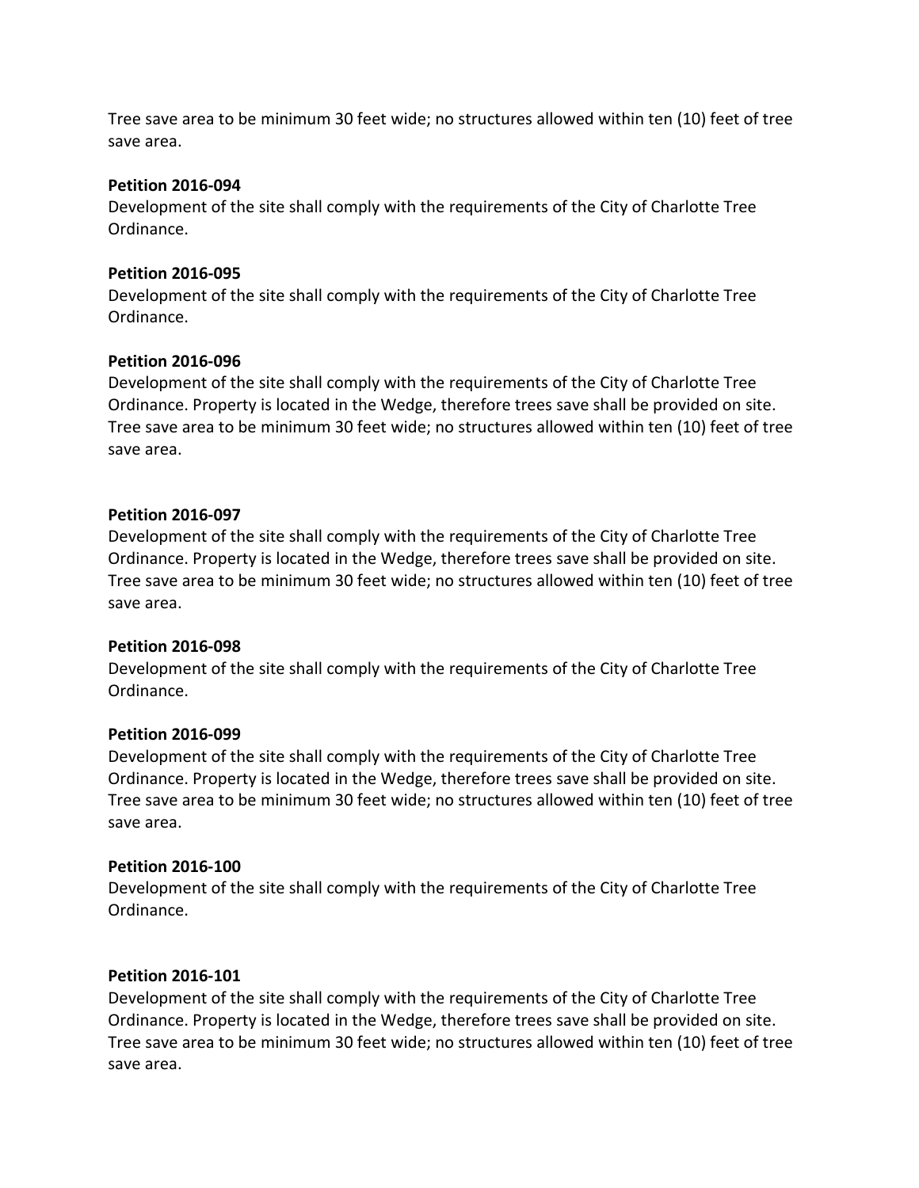Tree save area to be minimum 30 feet wide; no structures allowed within ten (10) feet of tree save area.

**Petition 2016-094**
Development of the site shall comply with the requirements of the City of Charlotte Tree Ordinance.

**Petition 2016-095**
Development of the site shall comply with the requirements of the City of Charlotte Tree Ordinance.

**Petition 2016-096**
Development of the site shall comply with the requirements of the City of Charlotte Tree Ordinance. Property is located in the Wedge, therefore trees save shall be provided on site. Tree save area to be minimum 30 feet wide; no structures allowed within ten (10) feet of tree save area.

**Petition 2016-097**
Development of the site shall comply with the requirements of the City of Charlotte Tree Ordinance. Property is located in the Wedge, therefore trees save shall be provided on site. Tree save area to be minimum 30 feet wide; no structures allowed within ten (10) feet of tree save area.

**Petition 2016-098**
Development of the site shall comply with the requirements of the City of Charlotte Tree Ordinance.

**Petition 2016-099**
Development of the site shall comply with the requirements of the City of Charlotte Tree Ordinance. Property is located in the Wedge, therefore trees save shall be provided on site. Tree save area to be minimum 30 feet wide; no structures allowed within ten (10) feet of tree save area.

**Petition 2016-100**
Development of the site shall comply with the requirements of the City of Charlotte Tree Ordinance.

**Petition 2016-101**
Development of the site shall comply with the requirements of the City of Charlotte Tree Ordinance. Property is located in the Wedge, therefore trees save shall be provided on site. Tree save area to be minimum 30 feet wide; no structures allowed within ten (10) feet of tree save area.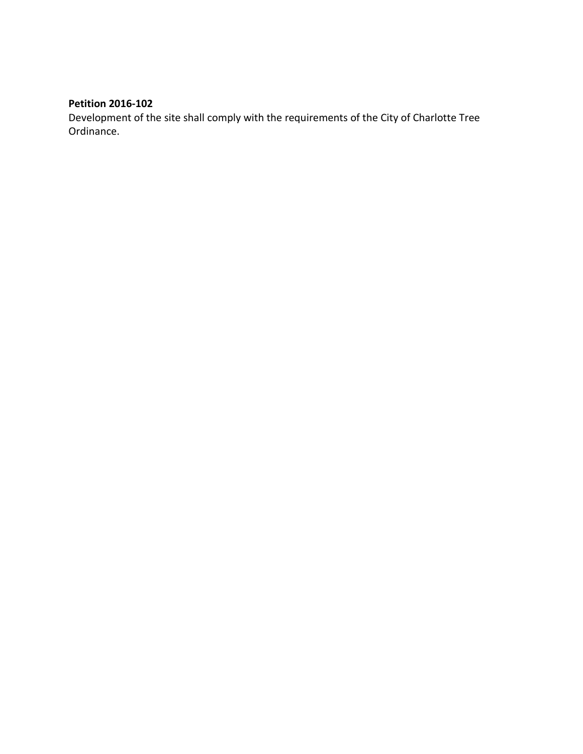**Petition 2016-102**

Development of the site shall comply with the requirements of the City of Charlotte Tree Ordinance.